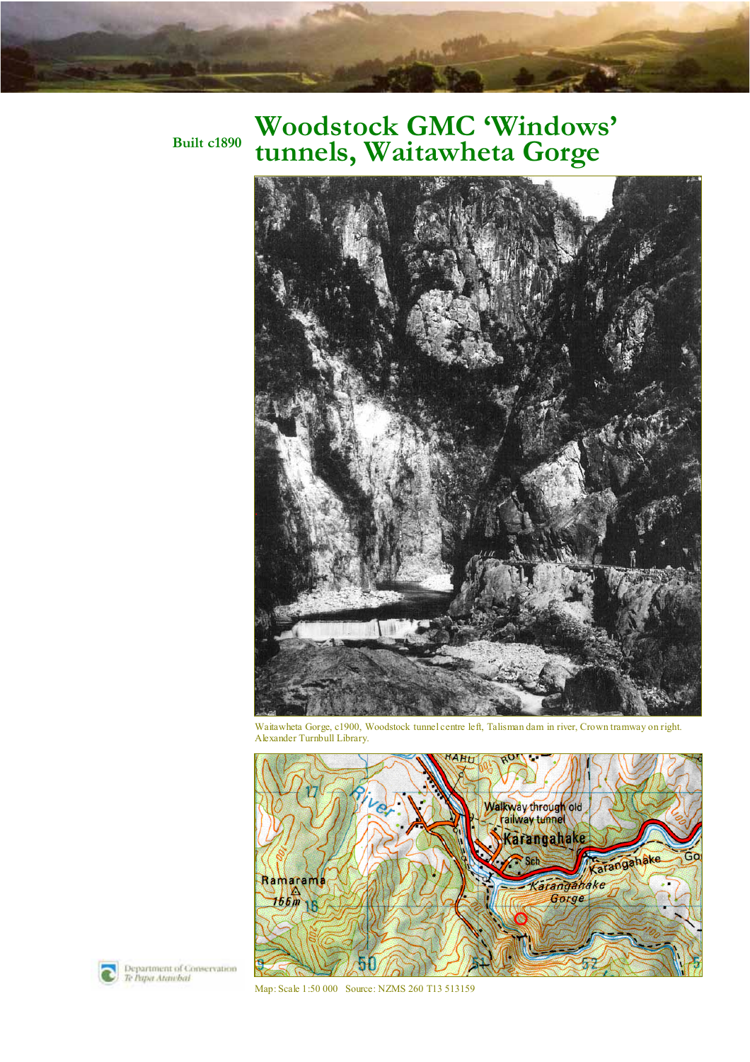Built c1890

# Woodstock GMC 'Windows' tunnels, Waitawheta Gorge

Waitawheta Gorge, c1900, Woodstock tunnel centre left, Talisman dam in river, Crown tramway on right. Alexander Turnbull Library.

Map: Scale 1:50 000 Source: NZMS 260 T13 513159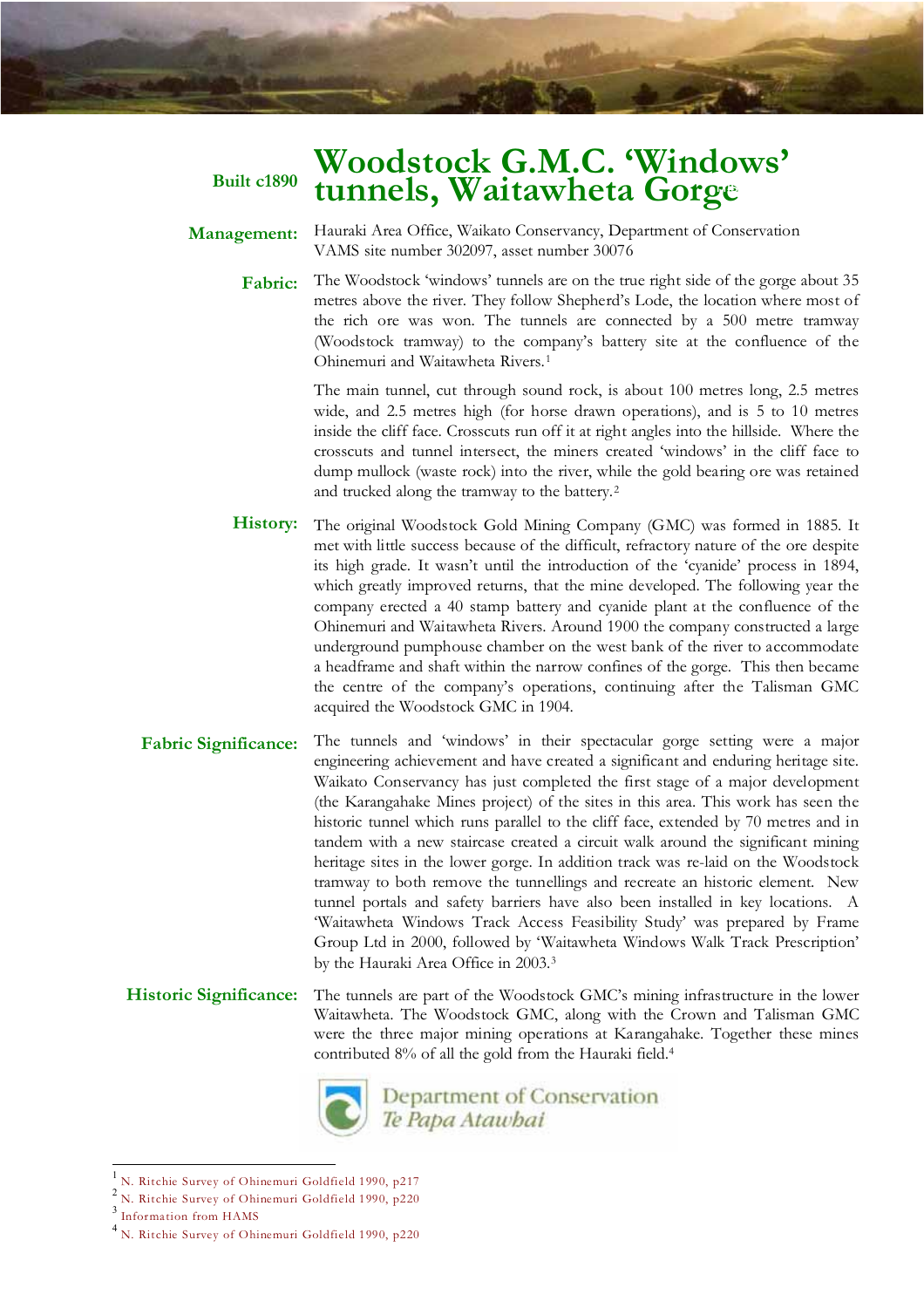**Built c1890**

# Woodstock G.M.C. 'Windows' tunnels, Waitawheta Gorge

**Management:** Hauraki Area Office, Waikato Conservancy, Department of Conservation
VAMS site number 302097, asset number 30076

**Fabric:** The Woodstock 'windows' tunnels are on the true right side of the gorge about 35 metres above the river. They follow Shepherd's Lode, the location where most of the rich ore was won. The tunnels are connected by a 500 metre tramway (Woodstock tramway) to the company's battery site at the confluence of the Ohinemuri and Waitawheta Rivers.[1]

The main tunnel, cut through sound rock, is about 100 metres long, 2.5 metres wide, and 2.5 metres high (for horse drawn operations), and is 5 to 10 metres inside the cliff face. Crosscuts run off it at right angles into the hillside. Where the crosscuts and tunnel intersect, the miners created 'windows' in the cliff face to dump mullock (waste rock) into the river, while the gold bearing ore was retained and trucked along the tramway to the battery.[2]

**History:** The original Woodstock Gold Mining Company (GMC) was formed in 1885. It met with little success because of the difficult, refractory nature of the ore despite its high grade. It wasn't until the introduction of the 'cyanide' process in 1894, which greatly improved returns, that the mine developed. The following year the company erected a 40 stamp battery and cyanide plant at the confluence of the Ohinemuri and Waitawheta Rivers. Around 1900 the company constructed a large underground pumphouse chamber on the west bank of the river to accommodate a headframe and shaft within the narrow confines of the gorge. This then became the centre of the company's operations, continuing after the Talisman GMC acquired the Woodstock GMC in 1904.

**Fabric Significance:** The tunnels and 'windows' in their spectacular gorge setting were a major engineering achievement and have created a significant and enduring heritage site. Waikato Conservancy has just completed the first stage of a major development (the Karangahake Mines project) of the sites in this area. This work has seen the historic tunnel which runs parallel to the cliff face, extended by 70 metres and in tandem with a new staircase created a circuit walk around the significant mining heritage sites in the lower gorge. In addition track was re-laid on the Woodstock tramway to both remove the tunnellings and recreate an historic element. New tunnel portals and safety barriers have also been installed in key locations. A 'Waitawheta Windows Track Access Feasibility Study' was prepared by Frame Group Ltd in 2000, followed by 'Waitawheta Windows Walk Track Prescription' by the Hauraki Area Office in 2003.[3]

**Historic Significance:** The tunnels are part of the Woodstock GMC's mining infrastructure in the lower Waitawheta. The Woodstock GMC, along with the Crown and Talisman GMC were the three major mining operations at Karangahake. Together these mines contributed 8% of all the gold from the Hauraki field.[4]

Department of Conservation
*Te Papa Atawhai*

---

[1] N. Ritchie Survey of Ohinemuri Goldfield 1990, p217
[2] N. Ritchie Survey of Ohinemuri Goldfield 1990, p220
[3] Information from HAMS
[4] N. Ritchie Survey of Ohinemuri Goldfield 1990, p220